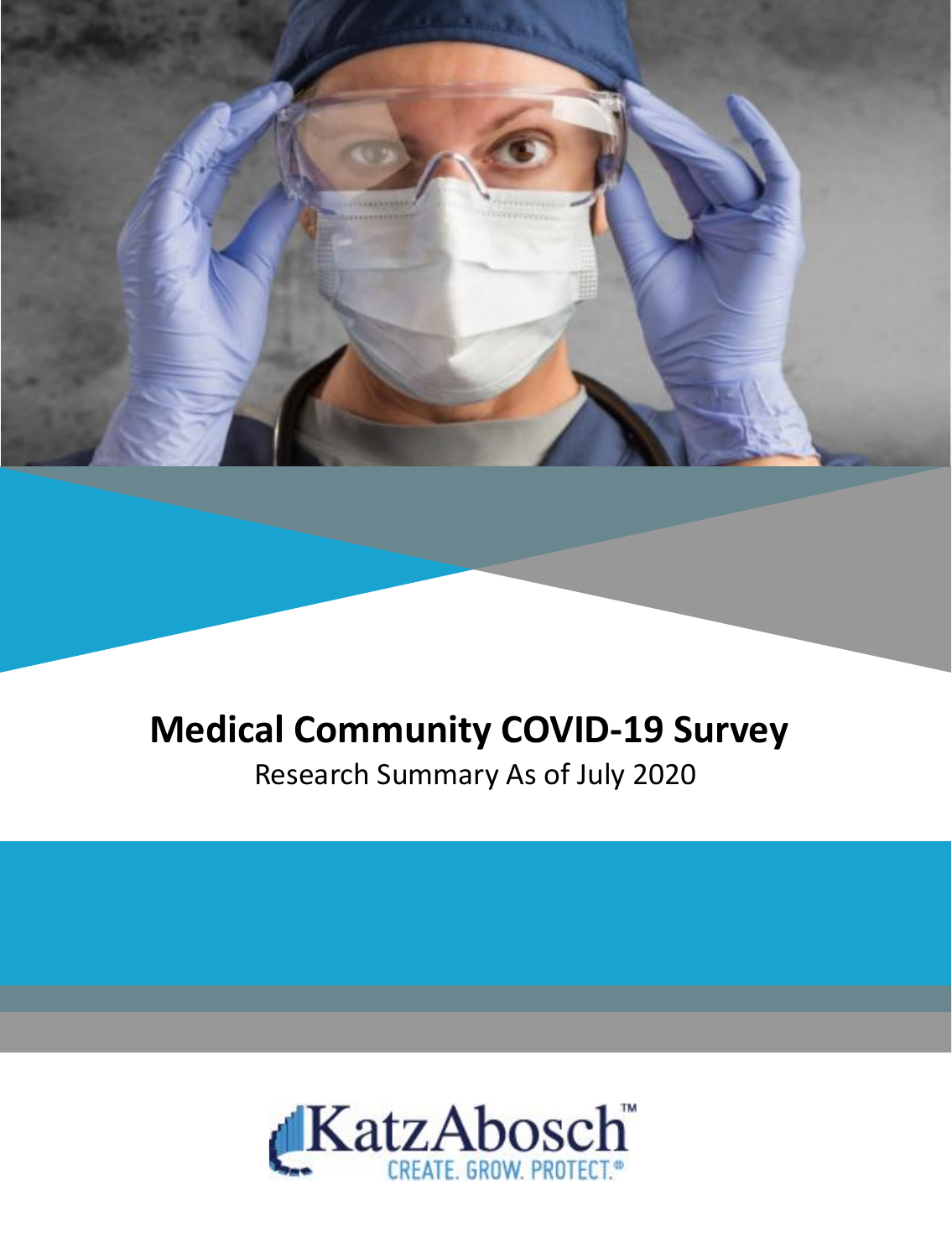# Medical Community COVID-19 Survey

Research Summary As of July 2020

KatzAbosch™

CREATE. GROW. PROTECT.®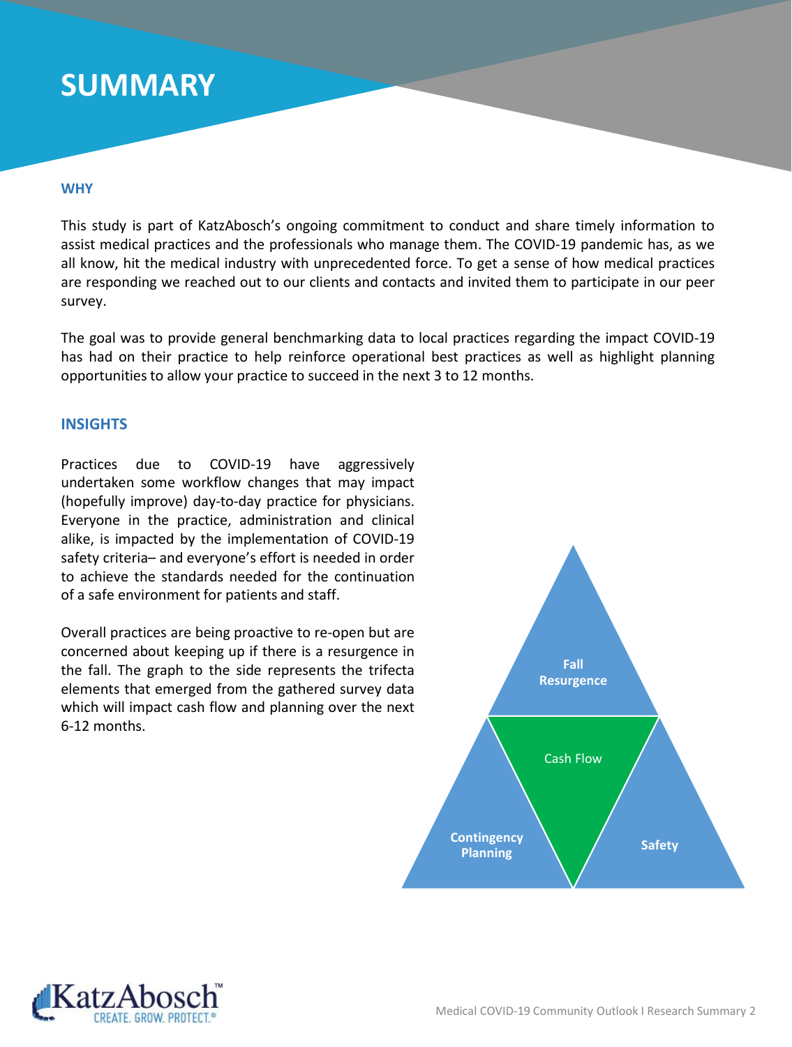# SUMMARY

### WHY

This study is part of KatzAbosch's ongoing commitment to conduct and share timely information to assist medical practices and the professionals who manage them. The COVID-19 pandemic has, as we all know, hit the medical industry with unprecedented force. To get a sense of how medical practices are responding we reached out to our clients and contacts and invited them to participate in our peer survey.

The goal was to provide general benchmarking data to local practices regarding the impact COVID-19 has had on their practice to help reinforce operational best practices as well as highlight planning opportunities to allow your practice to succeed in the next 3 to 12 months.

### INSIGHTS

Practices due to COVID-19 have aggressively undertaken some workflow changes that may impact (hopefully improve) day-to-day practice for physicians. Everyone in the practice, administration and clinical alike, is impacted by the implementation of COVID-19 safety criteria– and everyone's effort is needed in order to achieve the standards needed for the continuation of a safe environment for patients and staff.

Overall practices are being proactive to re-open but are concerned about keeping up if there is a resurgence in the fall. The graph to the side represents the trifecta elements that emerged from the gathered survey data which will impact cash flow and planning over the next 6-12 months.

**Fall Resurgence**

Cash Flow

**Contingency Planning**

**Safety**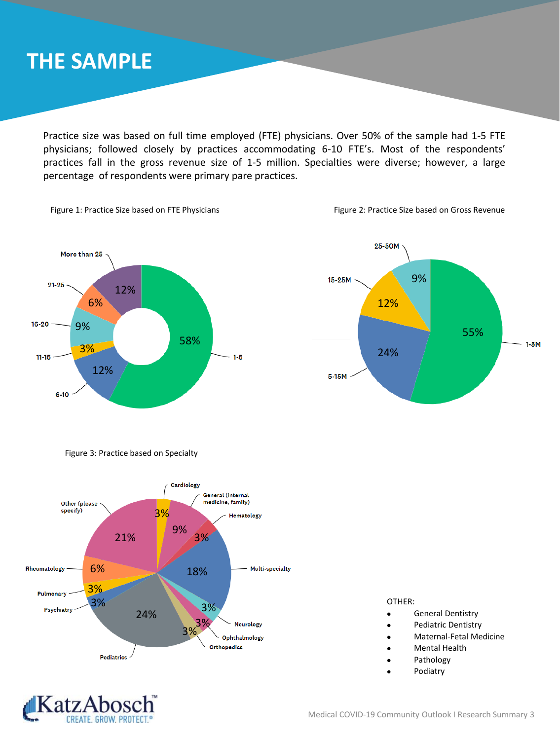# THE SAMPLE

Practice size was based on full time employed (FTE) physicians. Over 50% of the sample had 1-5 FTE physicians; followed closely by practices accommodating 6-10 FTE's. Most of the respondents' practices fall in the gross revenue size of 1-5 million. Specialties were diverse; however, a large percentage of respondents were primary pare practices.

Figure 1: Practice Size based on FTE Physicians

| Practice Size (FTE Physicians) | Percentage |
|---|---|
| 1-5 | 58% |
| 6-10 | 12% |
| 11-15 | 3% |
| 16-20 | 9% |
| 21-25 | 6% |
| More than 25 | 12% |

Figure 2: Practice Size based on Gross Revenue

| Gross Revenue | Percentage |
|---|---|
| 1-5M | 55% |
| 5-15M | 24% |
| 15-25M | 12% |
| 25-50M | 9% |

Figure 3: Practice based on Specialty

| Specialty | Percentage |
|---|---|
| Cardiology | 3% |
| General (internal medicine, family) | 9% |
| Hematology | 3% |
| Multi-specialty | 18% |
| Neurology | 3% |
| Ophthalmology | 3% |
| Orthopedics | 3% |
| Pediatrics | 24% |
| Psychiatry | 3% |
| Pulmonary | 3% |
| Rheumatology | 6% |
| Other (please specify) | 21% |

OTHER:

- General Dentistry
- Pediatric Dentistry
- Maternal-Fetal Medicine
- Mental Health
- Pathology
- Podiatry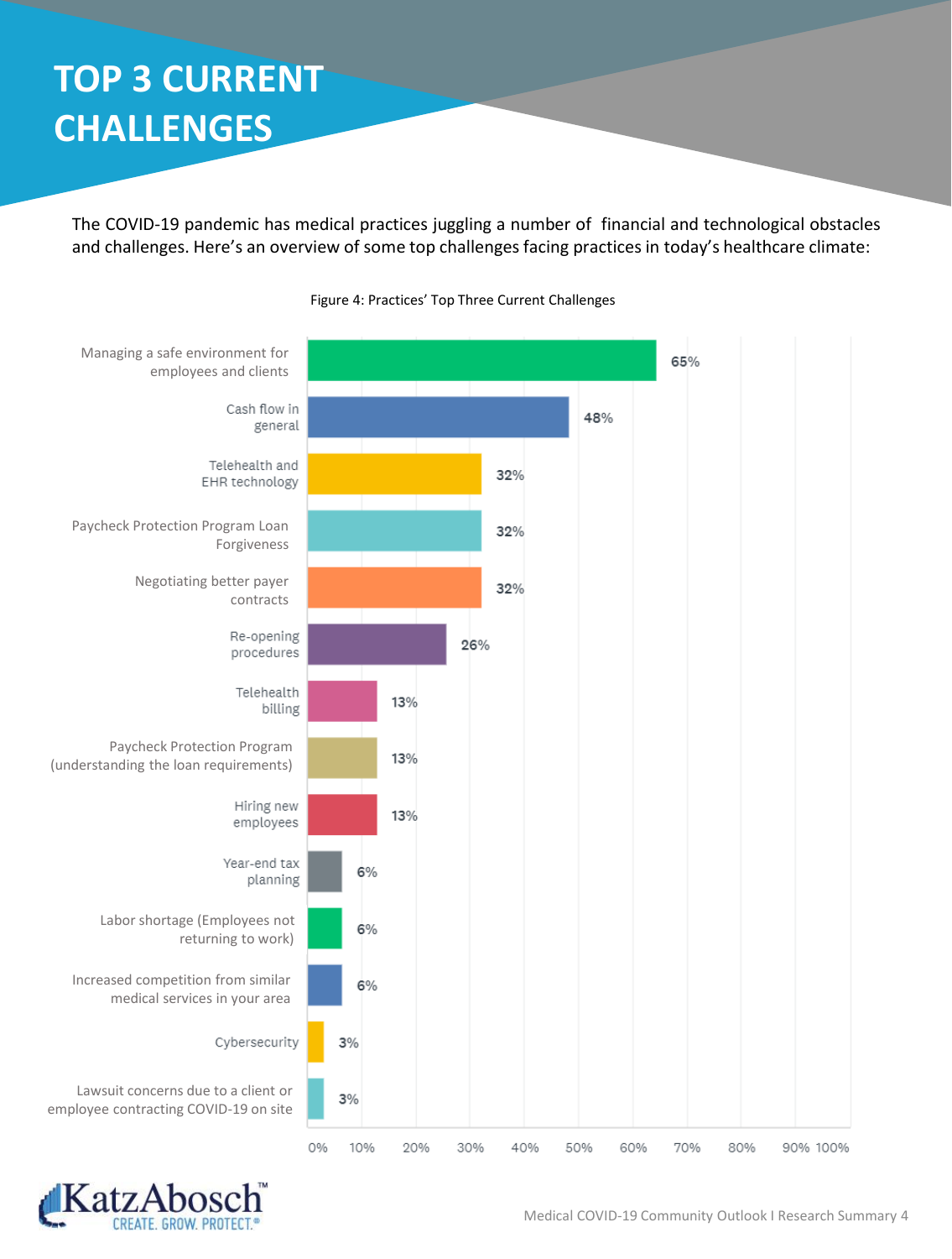# TOP 3 CURRENT CHALLENGES

The COVID-19 pandemic has medical practices juggling a number of financial and technological obstacles and challenges. Here's an overview of some top challenges facing practices in today's healthcare climate:

Figure 4: Practices' Top Three Current Challenges

| Challenge | Percentage |
| --- | --- |
| Managing a safe environment for employees and clients | 65% |
| Cash flow in general | 48% |
| Telehealth and EHR technology | 32% |
| Paycheck Protection Program Loan Forgiveness | 32% |
| Negotiating better payer contracts | 32% |
| Re-opening procedures | 26% |
| Telehealth billing | 13% |
| Paycheck Protection Program (understanding the loan requirements) | 13% |
| Hiring new employees | 13% |
| Year-end tax planning | 6% |
| Labor shortage (Employees not returning to work) | 6% |
| Increased competition from similar medical services in your area | 6% |
| Cybersecurity | 3% |
| Lawsuit concerns due to a client or employee contracting COVID-19 on site | 3% |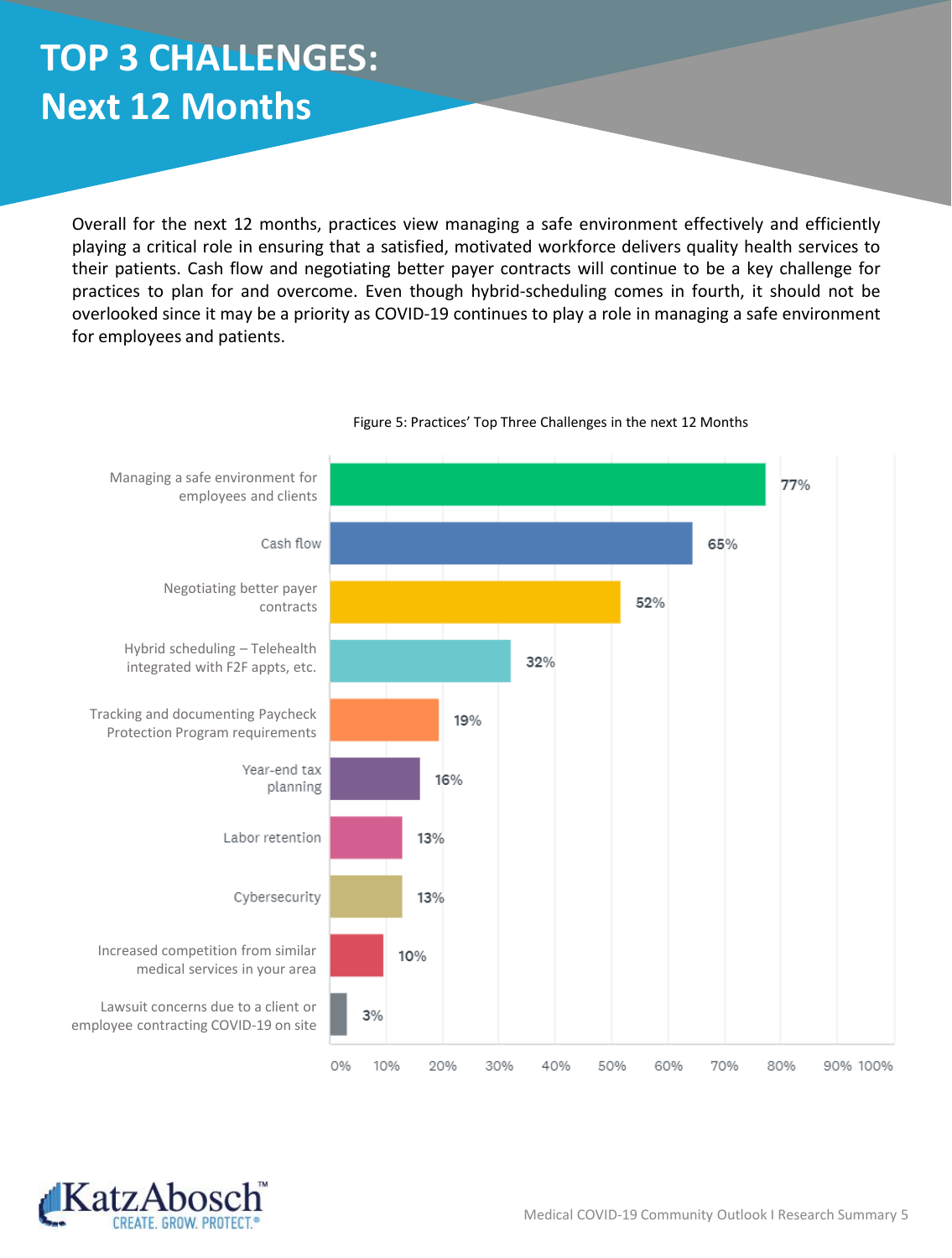# TOP 3 CHALLENGES: Next 12 Months

Overall for the next 12 months, practices view managing a safe environment effectively and efficiently playing a critical role in ensuring that a satisfied, motivated workforce delivers quality health services to their patients. Cash flow and negotiating better payer contracts will continue to be a key challenge for practices to plan for and overcome. Even though hybrid-scheduling comes in fourth, it should not be overlooked since it may be a priority as COVID-19 continues to play a role in managing a safe environment for employees and patients.

Figure 5: Practices' Top Three Challenges in the next 12 Months

| Challenge | Percentage |
| --- | --- |
| Managing a safe environment for employees and clients | 77% |
| Cash flow | 65% |
| Negotiating better payer contracts | 52% |
| Hybrid scheduling – Telehealth integrated with F2F appts, etc. | 32% |
| Tracking and documenting Paycheck Protection Program requirements | 19% |
| Year-end tax planning | 16% |
| Labor retention | 13% |
| Cybersecurity | 13% |
| Increased competition from similar medical services in your area | 10% |
| Lawsuit concerns due to a client or employee contracting COVID-19 on site | 3% |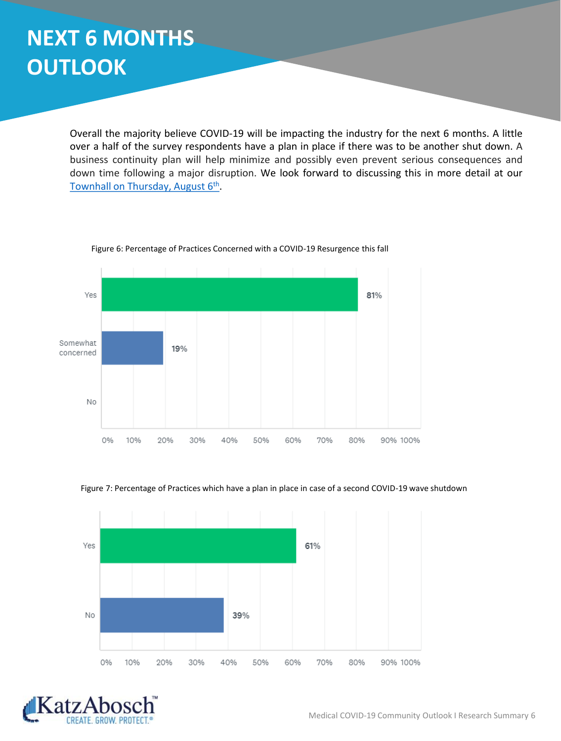# NEXT 6 MONTHS OUTLOOK

Overall the majority believe COVID-19 will be impacting the industry for the next 6 months. A little over a half of the survey respondents have a plan in place if there was to be another shut down. A business continuity plan will help minimize and possibly even prevent serious consequences and down time following a major disruption. We look forward to discussing this in more detail at our [Townhall on Thursday, August 6th](#).

Figure 6: Percentage of Practices Concerned with a COVID-19 Resurgence this fall

| Response | Percentage |
| --- | --- |
| Yes | 81% |
| Somewhat concerned | 19% |
| No | |

Figure 7: Percentage of Practices which have a plan in place in case of a second COVID-19 wave shutdown

| Response | Percentage |
| --- | --- |
| Yes | 61% |
| No | 39% |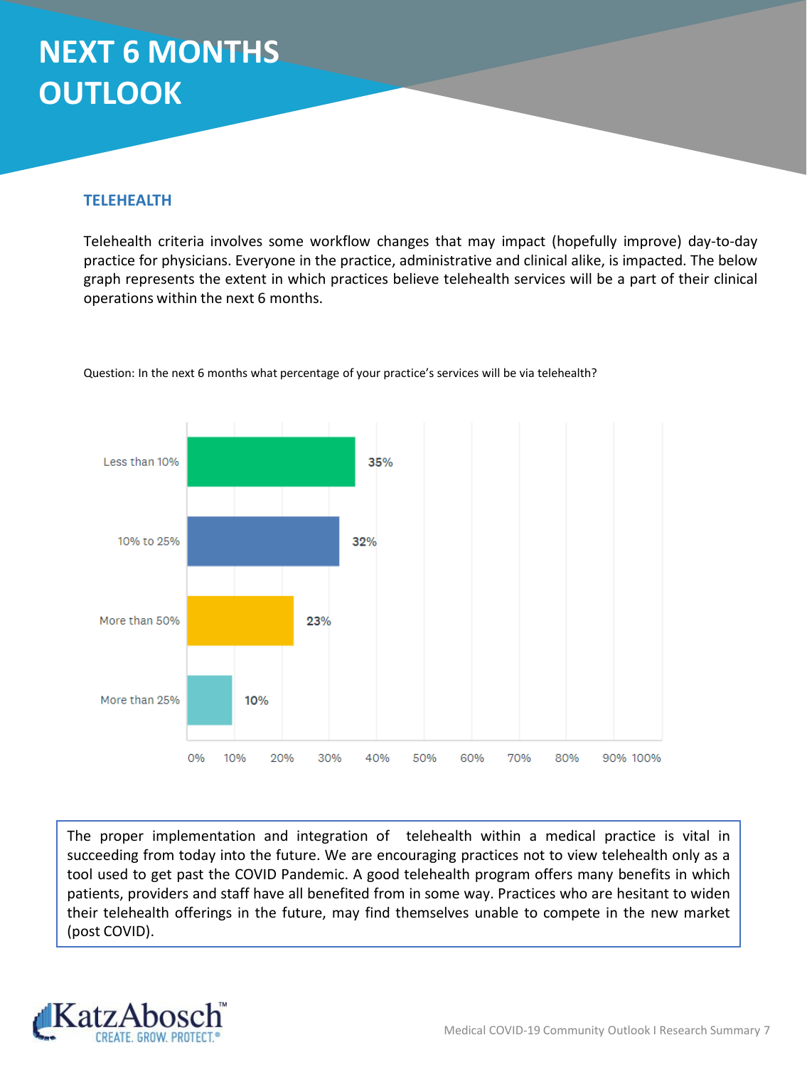# NEXT 6 MONTHS OUTLOOK

## TELEHEALTH

Telehealth criteria involves some workflow changes that may impact (hopefully improve) day-to-day practice for physicians. Everyone in the practice, administrative and clinical alike, is impacted. The below graph represents the extent in which practices believe telehealth services will be a part of their clinical operations within the next 6 months.

Question: In the next 6 months what percentage of your practice's services will be via telehealth?

| Response | Percentage |
|---|---|
| Less than 10% | 35% |
| 10% to 25% | 32% |
| More than 50% | 23% |
| More than 25% | 10% |

The proper implementation and integration of telehealth within a medical practice is vital in succeeding from today into the future. We are encouraging practices not to view telehealth only as a tool used to get past the COVID Pandemic. A good telehealth program offers many benefits in which patients, providers and staff have all benefited from in some way. Practices who are hesitant to widen their telehealth offerings in the future, may find themselves unable to compete in the new market (post COVID).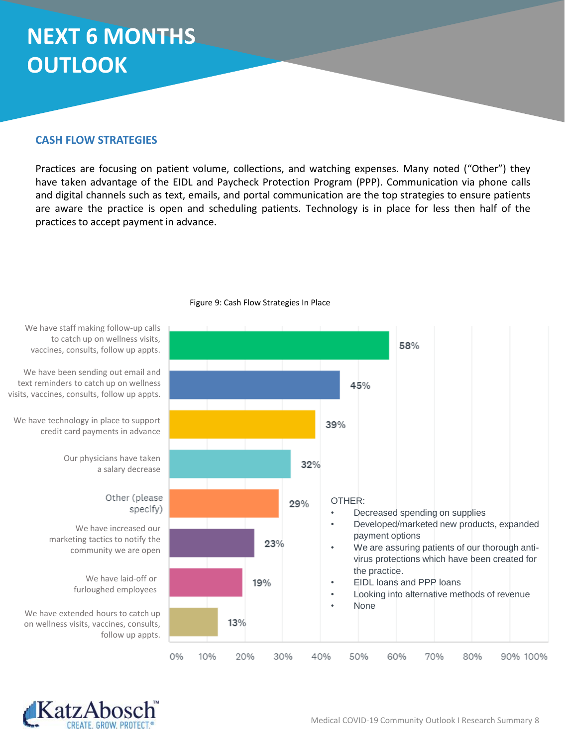# NEXT 6 MONTHS OUTLOOK

## CASH FLOW STRATEGIES

Practices are focusing on patient volume, collections, and watching expenses. Many noted ("Other") they have taken advantage of the EIDL and Paycheck Protection Program (PPP). Communication via phone calls and digital channels such as text, emails, and portal communication are the top strategies to ensure patients are aware the practice is open and scheduling patients. Technology is in place for less then half of the practices to accept payment in advance.

Figure 9: Cash Flow Strategies In Place

| Strategy | Percent |
| --- | --- |
| We have staff making follow-up calls to catch up on wellness visits, vaccines, consults, follow up appts. | 58% |
| We have been sending out email and text reminders to catch up on wellness visits, vaccines, consults, follow up appts. | 45% |
| We have technology in place to support credit card payments in advance | 39% |
| Our physicians have taken a salary decrease | 32% |
| Other (please specify) | 29% |
| We have increased our marketing tactics to notify the community we are open | 23% |
| We have laid-off or furloughed employees | 19% |
| We have extended hours to catch up on wellness visits, vaccines, consults, follow up appts. | 13% |

OTHER:

- Decreased spending on supplies
- Developed/marketed new products, expanded payment options
- We are assuring patients of our thorough anti-virus protections which have been created for the practice.
- EIDL loans and PPP loans
- Looking into alternative methods of revenue
- None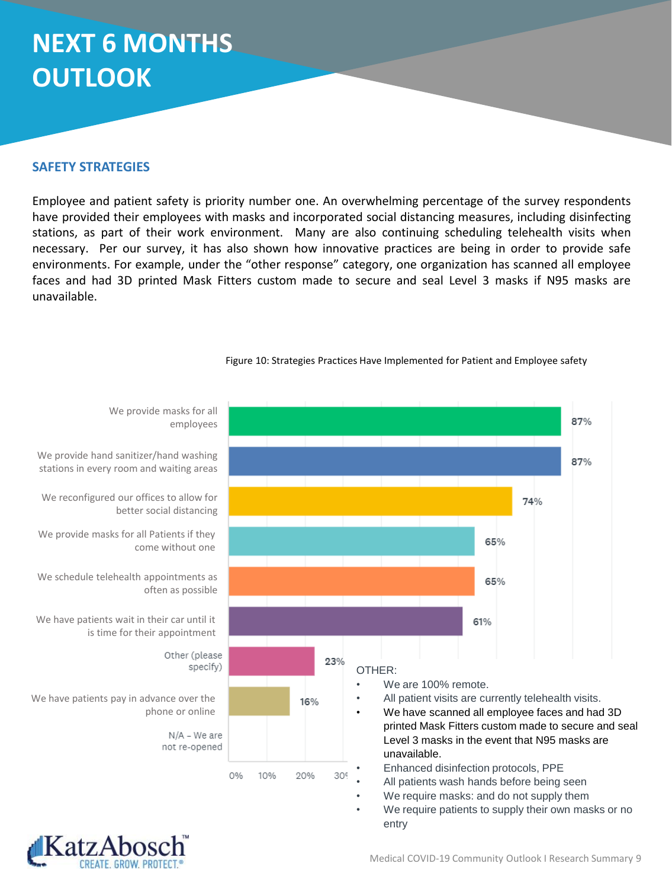# NEXT 6 MONTHS OUTLOOK

## SAFETY STRATEGIES

Employee and patient safety is priority number one. An overwhelming percentage of the survey respondents have provided their employees with masks and incorporated social distancing measures, including disinfecting stations, as part of their work environment. Many are also continuing scheduling telehealth visits when necessary. Per our survey, it has also shown how innovative practices are being in order to provide safe environments. For example, under the "other response" category, one organization has scanned all employee faces and had 3D printed Mask Fitters custom made to secure and seal Level 3 masks if N95 masks are unavailable.

Figure 10: Strategies Practices Have Implemented for Patient and Employee safety

| Strategy | Percentage |
| --- | --- |
| We provide masks for all employees | 87% |
| We provide hand sanitizer/hand washing stations in every room and waiting areas | 87% |
| We reconfigured our offices to allow for better social distancing | 74% |
| We provide masks for all Patients if they come without one | 65% |
| We schedule telehealth appointments as often as possible | 65% |
| We have patients wait in their car until it is time for their appointment | 61% |
| Other (please specify) | 23% |
| We have patients pay in advance over the phone or online | 16% |
| N/A – We are not re-opened | |

OTHER:

- We are 100% remote.
- All patient visits are currently telehealth visits.
- We have scanned all employee faces and had 3D printed Mask Fitters custom made to secure and seal Level 3 masks in the event that N95 masks are unavailable.
- Enhanced disinfection protocols, PPE
- All patients wash hands before being seen
- We require masks: and do not supply them
- We require patients to supply their own masks or no entry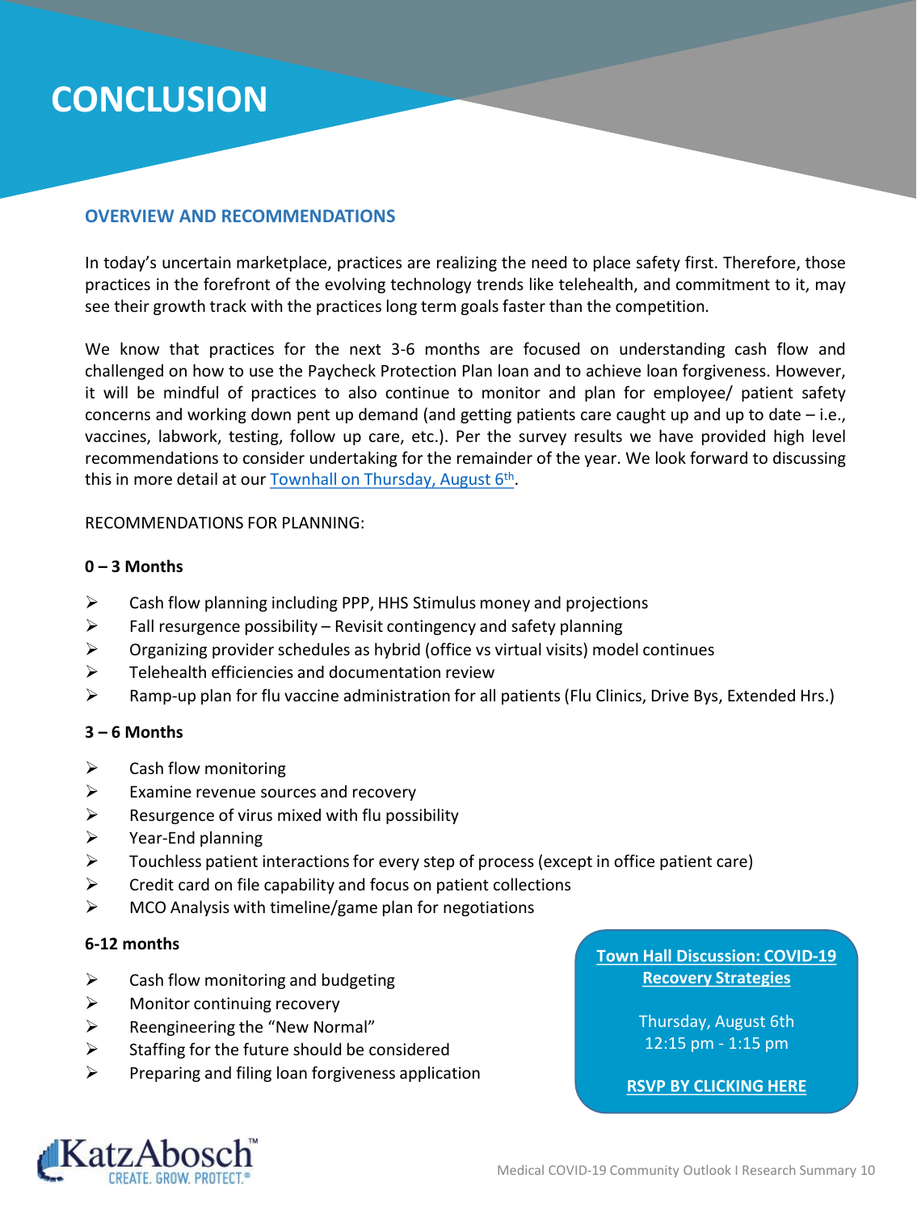# CONCLUSION

## OVERVIEW AND RECOMMENDATIONS

In today's uncertain marketplace, practices are realizing the need to place safety first. Therefore, those practices in the forefront of the evolving technology trends like telehealth, and commitment to it, may see their growth track with the practices long term goals faster than the competition.

We know that practices for the next 3-6 months are focused on understanding cash flow and challenged on how to use the Paycheck Protection Plan loan and to achieve loan forgiveness. However, it will be mindful of practices to also continue to monitor and plan for employee/ patient safety concerns and working down pent up demand (and getting patients care caught up and up to date – i.e., vaccines, labwork, testing, follow up care, etc.). Per the survey results we have provided high level recommendations to consider undertaking for the remainder of the year. We look forward to discussing this in more detail at our Townhall on Thursday, August 6th.

RECOMMENDATIONS FOR PLANNING:

**0 – 3 Months**

- Cash flow planning including PPP, HHS Stimulus money and projections
- Fall resurgence possibility – Revisit contingency and safety planning
- Organizing provider schedules as hybrid (office vs virtual visits) model continues
- Telehealth efficiencies and documentation review
- Ramp-up plan for flu vaccine administration for all patients (Flu Clinics, Drive Bys, Extended Hrs.)

**3 – 6 Months**

- Cash flow monitoring
- Examine revenue sources and recovery
- Resurgence of virus mixed with flu possibility
- Year-End planning
- Touchless patient interactions for every step of process (except in office patient care)
- Credit card on file capability and focus on patient collections
- MCO Analysis with timeline/game plan for negotiations

**6-12 months**

- Cash flow monitoring and budgeting
- Monitor continuing recovery
- Reengineering the "New Normal"
- Staffing for the future should be considered
- Preparing and filing loan forgiveness application

**Town Hall Discussion: COVID-19 Recovery Strategies**

Thursday, August 6th
12:15 pm - 1:15 pm

**RSVP BY CLICKING HERE**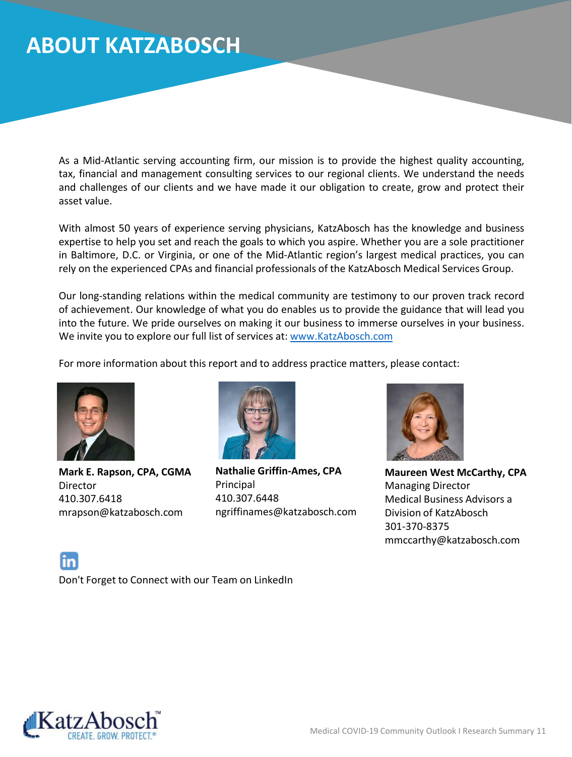# ABOUT KATZABOSCH

As a Mid-Atlantic serving accounting firm, our mission is to provide the highest quality accounting, tax, financial and management consulting services to our regional clients. We understand the needs and challenges of our clients and we have made it our obligation to create, grow and protect their asset value.

With almost 50 years of experience serving physicians, KatzAbosch has the knowledge and business expertise to help you set and reach the goals to which you aspire. Whether you are a sole practitioner in Baltimore, D.C. or Virginia, or one of the Mid-Atlantic region's largest medical practices, you can rely on the experienced CPAs and financial professionals of the KatzAbosch Medical Services Group.

Our long-standing relations within the medical community are testimony to our proven track record of achievement. Our knowledge of what you do enables us to provide the guidance that will lead you into the future. We pride ourselves on making it our business to immerse ourselves in your business. We invite you to explore our full list of services at: www.KatzAbosch.com

For more information about this report and to address practice matters, please contact:

**Mark E. Rapson, CPA, CGMA**
Director
410.307.6418
mrapson@katzabosch.com

**Nathalie Griffin-Ames, CPA**
Principal
410.307.6448
ngriffinames@katzabosch.com

**Maureen West McCarthy, CPA**
Managing Director
Medical Business Advisors a Division of KatzAbosch
301-370-8375
mmccarthy@katzabosch.com

Don't Forget to Connect with our Team on LinkedIn

KatzAbosch™
CREATE. GROW. PROTECT.®